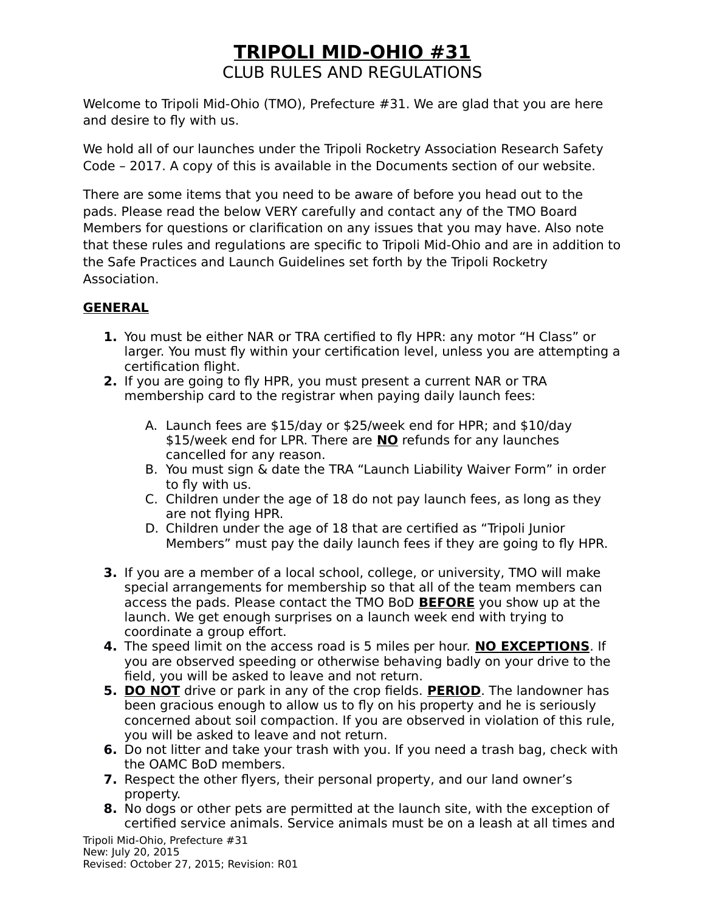# TRIPOLI MID-OHIO #31

## CLUB RULES AND REGULATIONS

Welcome to Tripoli Mid-Ohio (TMO), Prefecture #31. We are glad that you are here and desire to fly with us.

We hold all of our launches under the Tripoli Rocketry Association Research Safety Code – 2017. A copy of this is available in the Documents section of our website.

There are some items that you need to be aware of before you head out to the pads. Please read the below VERY carefully and contact any of the TMO Board Members for questions or clarification on any issues that you may have. Also note that these rules and regulations are specific to Tripoli Mid-Ohio and are in addition to the Safe Practices and Launch Guidelines set forth by the Tripoli Rocketry Association.

### GENERAL

1. You must be either NAR or TRA certified to fly HPR: any motor "H Class" or larger. You must fly within your certification level, unless you are attempting a certification flight.
2. If you are going to fly HPR, you must present a current NAR or TRA membership card to the registrar when paying daily launch fees:

   A. Launch fees are $15/day or $25/week end for HPR; and $10/day $15/week end for LPR. There are **NO** refunds for any launches cancelled for any reason.
   B. You must sign & date the TRA "Launch Liability Waiver Form" in order to fly with us.
   C. Children under the age of 18 do not pay launch fees, as long as they are not flying HPR.
   D. Children under the age of 18 that are certified as "Tripoli Junior Members" must pay the daily launch fees if they are going to fly HPR.

3. If you are a member of a local school, college, or university, TMO will make special arrangements for membership so that all of the team members can access the pads. Please contact the TMO BoD **BEFORE** you show up at the launch. We get enough surprises on a launch week end with trying to coordinate a group effort.
4. The speed limit on the access road is 5 miles per hour. **NO EXCEPTIONS**. If you are observed speeding or otherwise behaving badly on your drive to the field, you will be asked to leave and not return.
5. **DO NOT** drive or park in any of the crop fields. **PERIOD**. The landowner has been gracious enough to allow us to fly on his property and he is seriously concerned about soil compaction. If you are observed in violation of this rule, you will be asked to leave and not return.
6. Do not litter and take your trash with you. If you need a trash bag, check with the OAMC BoD members.
7. Respect the other flyers, their personal property, and our land owner's property.
8. No dogs or other pets are permitted at the launch site, with the exception of certified service animals. Service animals must be on a leash at all times and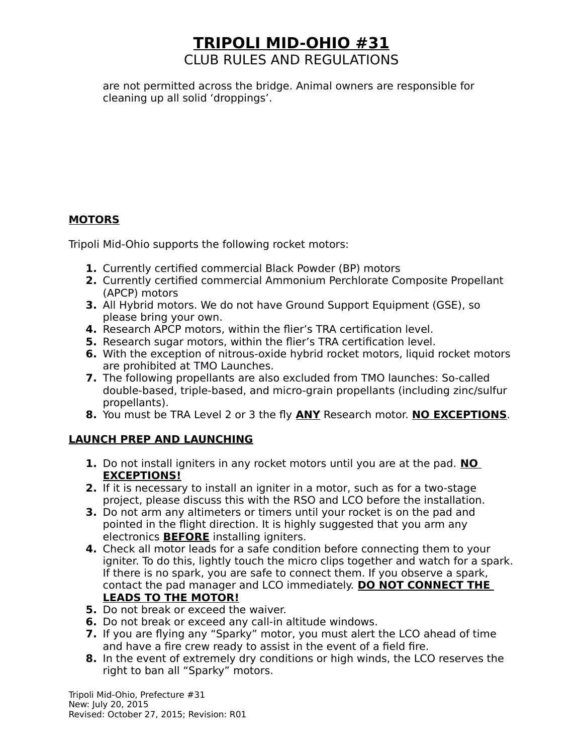are not permitted across the bridge. Animal owners are responsible for cleaning up all solid ‘droppings’.

## MOTORS

Tripoli Mid-Ohio supports the following rocket motors:

1. Currently certified commercial Black Powder (BP) motors
2. Currently certified commercial Ammonium Perchlorate Composite Propellant (APCP) motors
3. All Hybrid motors. We do not have Ground Support Equipment (GSE), so please bring your own.
4. Research APCP motors, within the flier’s TRA certification level.
5. Research sugar motors, within the flier’s TRA certification level.
6. With the exception of nitrous-oxide hybrid rocket motors, liquid rocket motors are prohibited at TMO Launches.
7. The following propellants are also excluded from TMO launches: So-called double-based, triple-based, and micro-grain propellants (including zinc/sulfur propellants).
8. You must be TRA Level 2 or 3 the fly **ANY** Research motor. **NO EXCEPTIONS**.

## LAUNCH PREP AND LAUNCHING

1. Do not install igniters in any rocket motors until you are at the pad. **NO EXCEPTIONS!**
2. If it is necessary to install an igniter in a motor, such as for a two-stage project, please discuss this with the RSO and LCO before the installation.
3. Do not arm any altimeters or timers until your rocket is on the pad and pointed in the flight direction. It is highly suggested that you arm any electronics **BEFORE** installing igniters.
4. Check all motor leads for a safe condition before connecting them to your igniter. To do this, lightly touch the micro clips together and watch for a spark. If there is no spark, you are safe to connect them. If you observe a spark, contact the pad manager and LCO immediately. **DO NOT CONNECT THE LEADS TO THE MOTOR!**
5. Do not break or exceed the waiver.
6. Do not break or exceed any call-in altitude windows.
7. If you are flying any “Sparky” motor, you must alert the LCO ahead of time and have a fire crew ready to assist in the event of a field fire.
8. In the event of extremely dry conditions or high winds, the LCO reserves the right to ban all “Sparky” motors.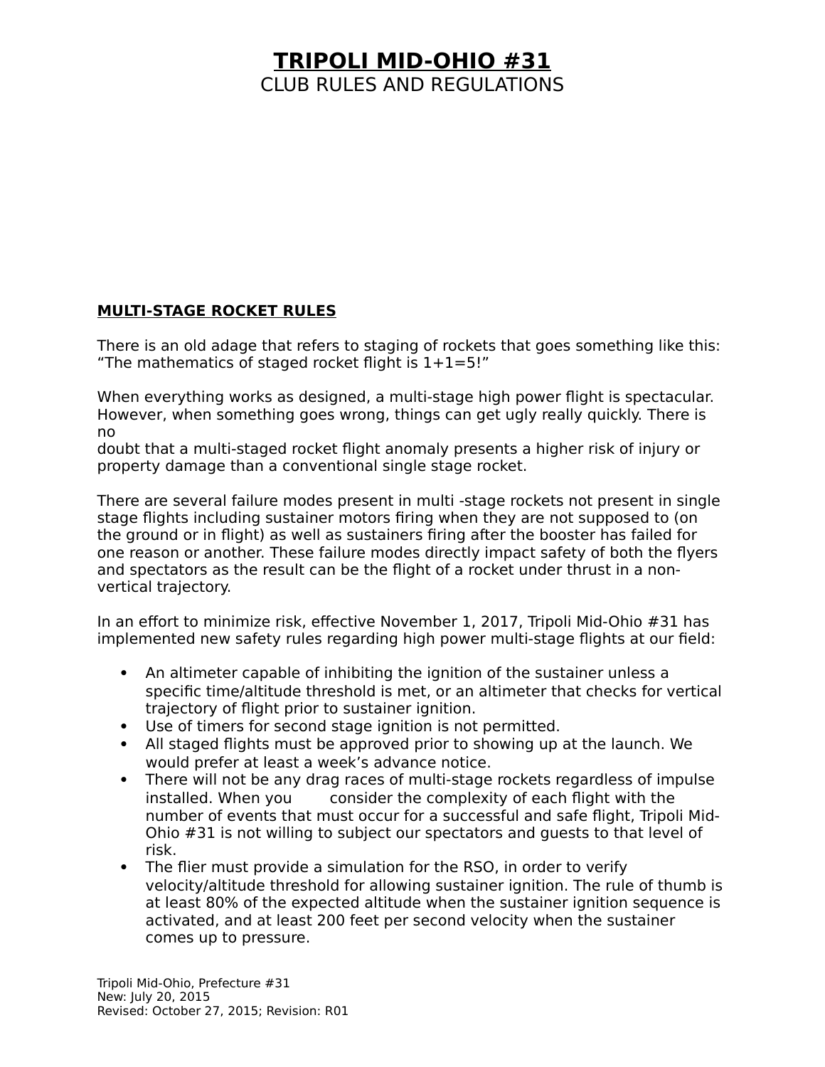# TRIPOLI MID-OHIO #31

CLUB RULES AND REGULATIONS

## MULTI-STAGE ROCKET RULES

There is an old adage that refers to staging of rockets that goes something like this: "The mathematics of staged rocket flight is 1+1=5!"

When everything works as designed, a multi-stage high power flight is spectacular. However, when something goes wrong, things can get ugly really quickly. There is no doubt that a multi-staged rocket flight anomaly presents a higher risk of injury or property damage than a conventional single stage rocket.

There are several failure modes present in multi -stage rockets not present in single stage flights including sustainer motors firing when they are not supposed to (on the ground or in flight) as well as sustainers firing after the booster has failed for one reason or another. These failure modes directly impact safety of both the flyers and spectators as the result can be the flight of a rocket under thrust in a non-vertical trajectory.

In an effort to minimize risk, effective November 1, 2017, Tripoli Mid-Ohio #31 has implemented new safety rules regarding high power multi-stage flights at our field:

- An altimeter capable of inhibiting the ignition of the sustainer unless a specific time/altitude threshold is met, or an altimeter that checks for vertical trajectory of flight prior to sustainer ignition.
- Use of timers for second stage ignition is not permitted.
- All staged flights must be approved prior to showing up at the launch. We would prefer at least a week's advance notice.
- There will not be any drag races of multi-stage rockets regardless of impulse installed. When you consider the complexity of each flight with the number of events that must occur for a successful and safe flight, Tripoli Mid-Ohio #31 is not willing to subject our spectators and guests to that level of risk.
- The flier must provide a simulation for the RSO, in order to verify velocity/altitude threshold for allowing sustainer ignition. The rule of thumb is at least 80% of the expected altitude when the sustainer ignition sequence is activated, and at least 200 feet per second velocity when the sustainer comes up to pressure.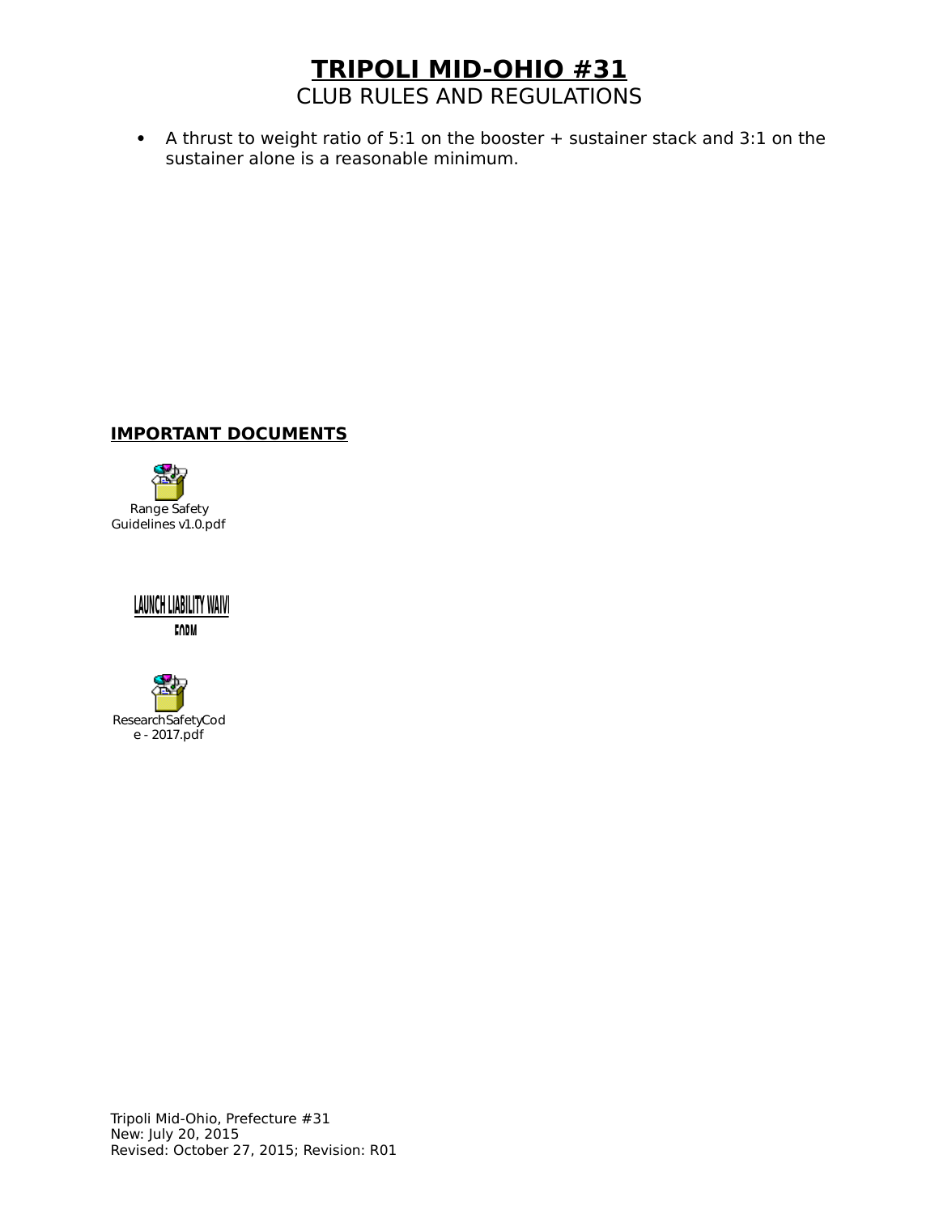# TRIPOLI MID-OHIO #31

CLUB RULES AND REGULATIONS

- A thrust to weight ratio of 5:1 on the booster + sustainer stack and 3:1 on the sustainer alone is a reasonable minimum.

**IMPORTANT DOCUMENTS**

Range Safety Guidelines v1.0.pdf

LAUNCH LIABILITY WAIVER FORM

ResearchSafetyCode - 2017.pdf

Tripoli Mid-Ohio, Prefecture #31
New: July 20, 2015
Revised: October 27, 2015; Revision: R01